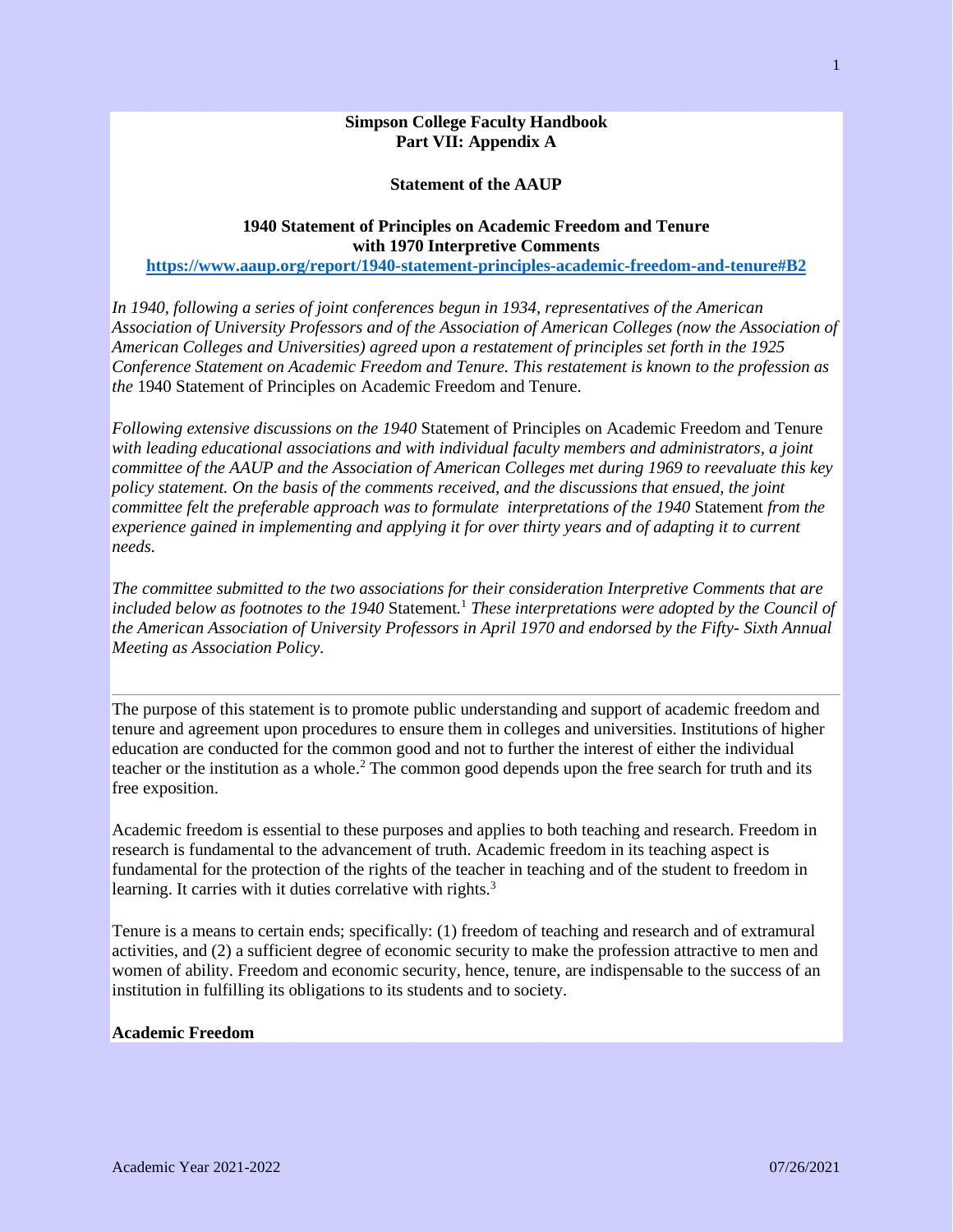**Simpson College Faculty Handbook**
**Part VII: Appendix A**

**Statement of the AAUP**

**1940 Statement of Principles on Academic Freedom and Tenure with 1970 Interpretive Comments**

**https://www.aaup.org/report/1940-statement-principles-academic-freedom-and-tenure#B2**

*In 1940, following a series of joint conferences begun in 1934, representatives of the American Association of University Professors and of the Association of American Colleges (now the Association of American Colleges and Universities) agreed upon a restatement of principles set forth in the 1925 Conference Statement on Academic Freedom and Tenure. This restatement is known to the profession as the* 1940 Statement of Principles on Academic Freedom and Tenure.

*Following extensive discussions on the 1940* Statement of Principles on Academic Freedom and Tenure *with leading educational associations and with individual faculty members and administrators, a joint committee of the AAUP and the Association of American Colleges met during 1969 to reevaluate this key policy statement. On the basis of the comments received, and the discussions that ensued, the joint committee felt the preferable approach was to formulate interpretations of the 1940* Statement *from the experience gained in implementing and applying it for over thirty years and of adapting it to current needs.*

*The committee submitted to the two associations for their consideration Interpretive Comments that are included below as footnotes to the 1940* Statement.[1] *These interpretations were adopted by the Council of the American Association of University Professors in April 1970 and endorsed by the Fifty- Sixth Annual Meeting as Association Policy*.

---

The purpose of this statement is to promote public understanding and support of academic freedom and tenure and agreement upon procedures to ensure them in colleges and universities. Institutions of higher education are conducted for the common good and not to further the interest of either the individual teacher or the institution as a whole.[2] The common good depends upon the free search for truth and its free exposition.

Academic freedom is essential to these purposes and applies to both teaching and research. Freedom in research is fundamental to the advancement of truth. Academic freedom in its teaching aspect is fundamental for the protection of the rights of the teacher in teaching and of the student to freedom in learning. It carries with it duties correlative with rights.[3]

Tenure is a means to certain ends; specifically: (1) freedom of teaching and research and of extramural activities, and (2) a sufficient degree of economic security to make the profession attractive to men and women of ability. Freedom and economic security, hence, tenure, are indispensable to the success of an institution in fulfilling its obligations to its students and to society.

**Academic Freedom**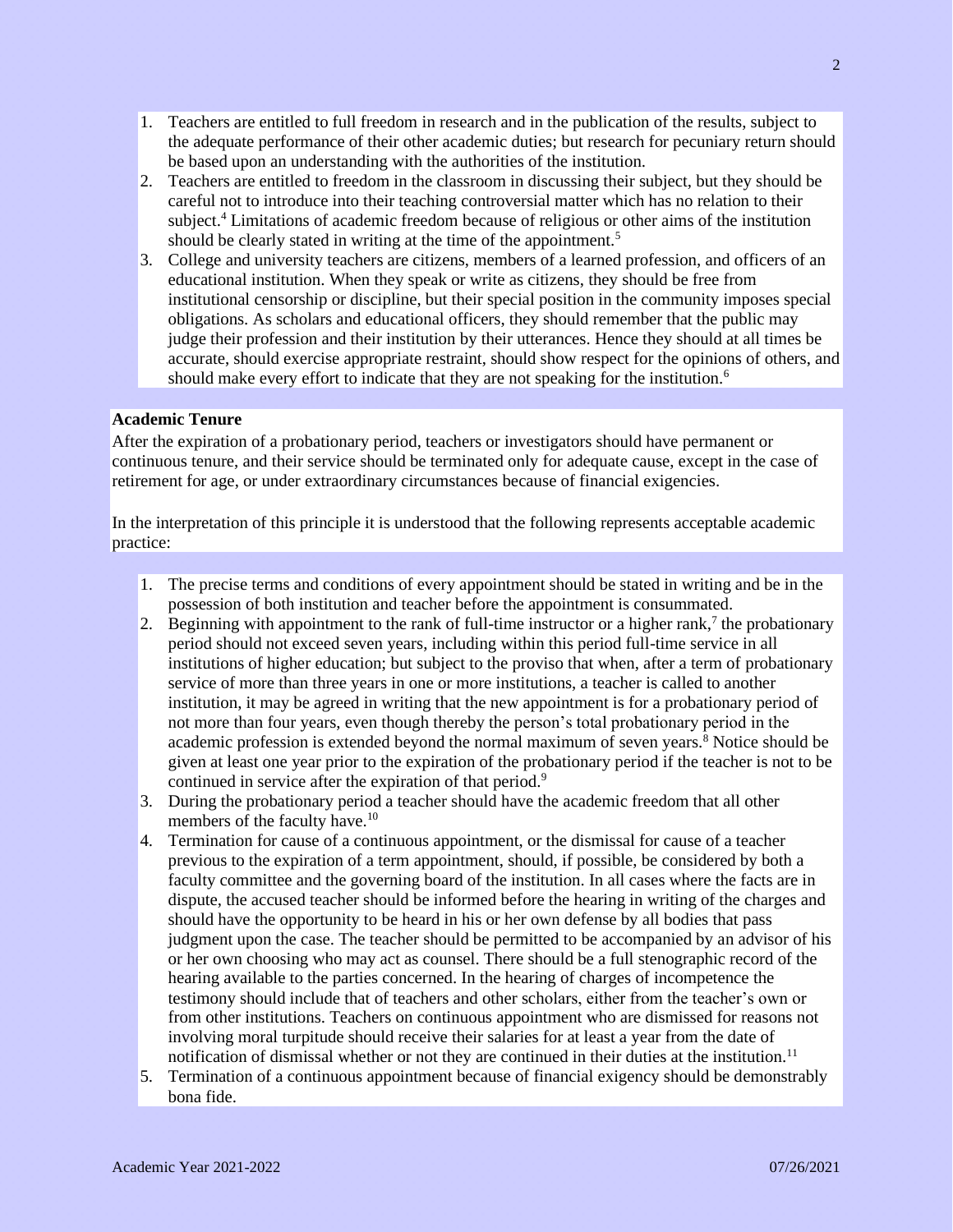1. Teachers are entitled to full freedom in research and in the publication of the results, subject to the adequate performance of their other academic duties; but research for pecuniary return should be based upon an understanding with the authorities of the institution.
2. Teachers are entitled to freedom in the classroom in discussing their subject, but they should be careful not to introduce into their teaching controversial matter which has no relation to their subject.[4] Limitations of academic freedom because of religious or other aims of the institution should be clearly stated in writing at the time of the appointment.[5]
3. College and university teachers are citizens, members of a learned profession, and officers of an educational institution. When they speak or write as citizens, they should be free from institutional censorship or discipline, but their special position in the community imposes special obligations. As scholars and educational officers, they should remember that the public may judge their profession and their institution by their utterances. Hence they should at all times be accurate, should exercise appropriate restraint, should show respect for the opinions of others, and should make every effort to indicate that they are not speaking for the institution.[6]

**Academic Tenure**

After the expiration of a probationary period, teachers or investigators should have permanent or continuous tenure, and their service should be terminated only for adequate cause, except in the case of retirement for age, or under extraordinary circumstances because of financial exigencies.

In the interpretation of this principle it is understood that the following represents acceptable academic practice:

1. The precise terms and conditions of every appointment should be stated in writing and be in the possession of both institution and teacher before the appointment is consummated.
2. Beginning with appointment to the rank of full-time instructor or a higher rank,[7] the probationary period should not exceed seven years, including within this period full-time service in all institutions of higher education; but subject to the proviso that when, after a term of probationary service of more than three years in one or more institutions, a teacher is called to another institution, it may be agreed in writing that the new appointment is for a probationary period of not more than four years, even though thereby the person's total probationary period in the academic profession is extended beyond the normal maximum of seven years.[8] Notice should be given at least one year prior to the expiration of the probationary period if the teacher is not to be continued in service after the expiration of that period.[9]
3. During the probationary period a teacher should have the academic freedom that all other members of the faculty have.[10]
4. Termination for cause of a continuous appointment, or the dismissal for cause of a teacher previous to the expiration of a term appointment, should, if possible, be considered by both a faculty committee and the governing board of the institution. In all cases where the facts are in dispute, the accused teacher should be informed before the hearing in writing of the charges and should have the opportunity to be heard in his or her own defense by all bodies that pass judgment upon the case. The teacher should be permitted to be accompanied by an advisor of his or her own choosing who may act as counsel. There should be a full stenographic record of the hearing available to the parties concerned. In the hearing of charges of incompetence the testimony should include that of teachers and other scholars, either from the teacher's own or from other institutions. Teachers on continuous appointment who are dismissed for reasons not involving moral turpitude should receive their salaries for at least a year from the date of notification of dismissal whether or not they are continued in their duties at the institution.[11]
5. Termination of a continuous appointment because of financial exigency should be demonstrably bona fide.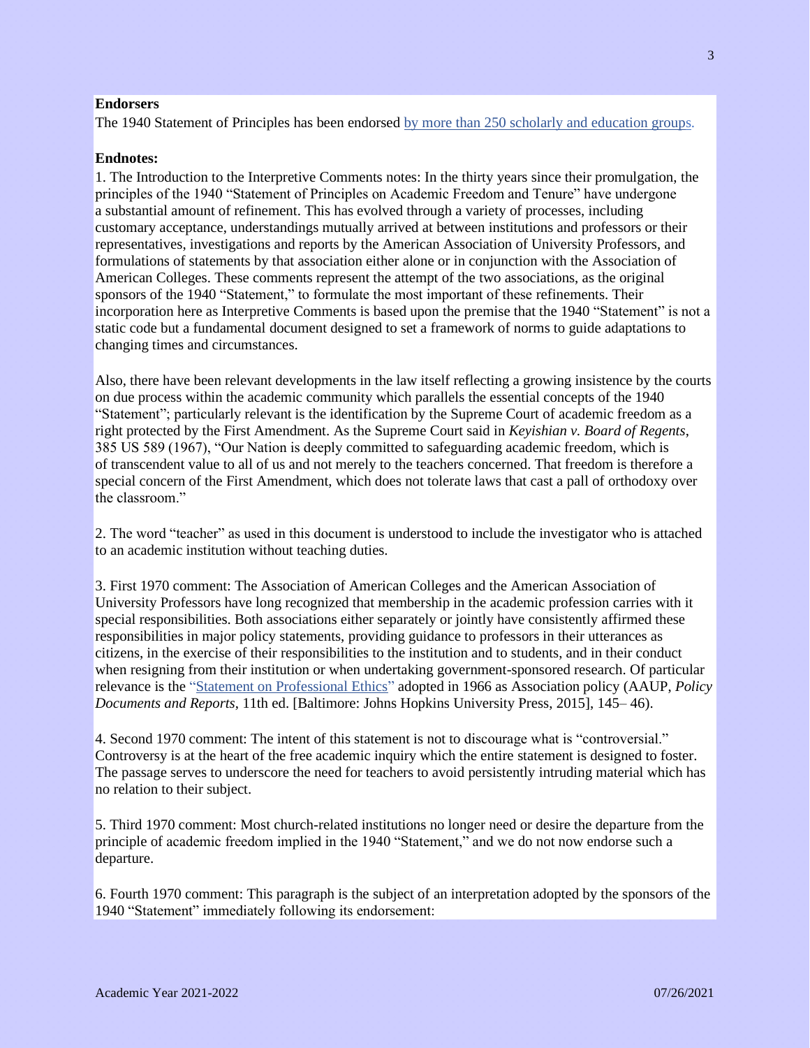**Endorsers**

The 1940 Statement of Principles has been endorsed [by more than 250 scholarly and education groups.]

**Endnotes:**

1. The Introduction to the Interpretive Comments notes: In the thirty years since their promulgation, the principles of the 1940 "Statement of Principles on Academic Freedom and Tenure" have undergone a substantial amount of refinement. This has evolved through a variety of processes, including customary acceptance, understandings mutually arrived at between institutions and professors or their representatives, investigations and reports by the American Association of University Professors, and formulations of statements by that association either alone or in conjunction with the Association of American Colleges. These comments represent the attempt of the two associations, as the original sponsors of the 1940 "Statement," to formulate the most important of these refinements. Their incorporation here as Interpretive Comments is based upon the premise that the 1940 "Statement" is not a static code but a fundamental document designed to set a framework of norms to guide adaptations to changing times and circumstances.

Also, there have been relevant developments in the law itself reflecting a growing insistence by the courts on due process within the academic community which parallels the essential concepts of the 1940 "Statement"; particularly relevant is the identification by the Supreme Court of academic freedom as a right protected by the First Amendment. As the Supreme Court said in *Keyishian v. Board of Regents*, 385 US 589 (1967), "Our Nation is deeply committed to safeguarding academic freedom, which is of transcendent value to all of us and not merely to the teachers concerned. That freedom is therefore a special concern of the First Amendment, which does not tolerate laws that cast a pall of orthodoxy over the classroom."

2. The word "teacher" as used in this document is understood to include the investigator who is attached to an academic institution without teaching duties.

3. First 1970 comment: The Association of American Colleges and the American Association of University Professors have long recognized that membership in the academic profession carries with it special responsibilities. Both associations either separately or jointly have consistently affirmed these responsibilities in major policy statements, providing guidance to professors in their utterances as citizens, in the exercise of their responsibilities to the institution and to students, and in their conduct when resigning from their institution or when undertaking government-sponsored research. Of particular relevance is the "Statement on Professional Ethics" adopted in 1966 as Association policy (AAUP, *Policy Documents and Reports*, 11th ed. [Baltimore: Johns Hopkins University Press, 2015], 145– 46).

4. Second 1970 comment: The intent of this statement is not to discourage what is "controversial." Controversy is at the heart of the free academic inquiry which the entire statement is designed to foster. The passage serves to underscore the need for teachers to avoid persistently intruding material which has no relation to their subject.

5. Third 1970 comment: Most church-related institutions no longer need or desire the departure from the principle of academic freedom implied in the 1940 "Statement," and we do not now endorse such a departure.

6. Fourth 1970 comment: This paragraph is the subject of an interpretation adopted by the sponsors of the 1940 "Statement" immediately following its endorsement: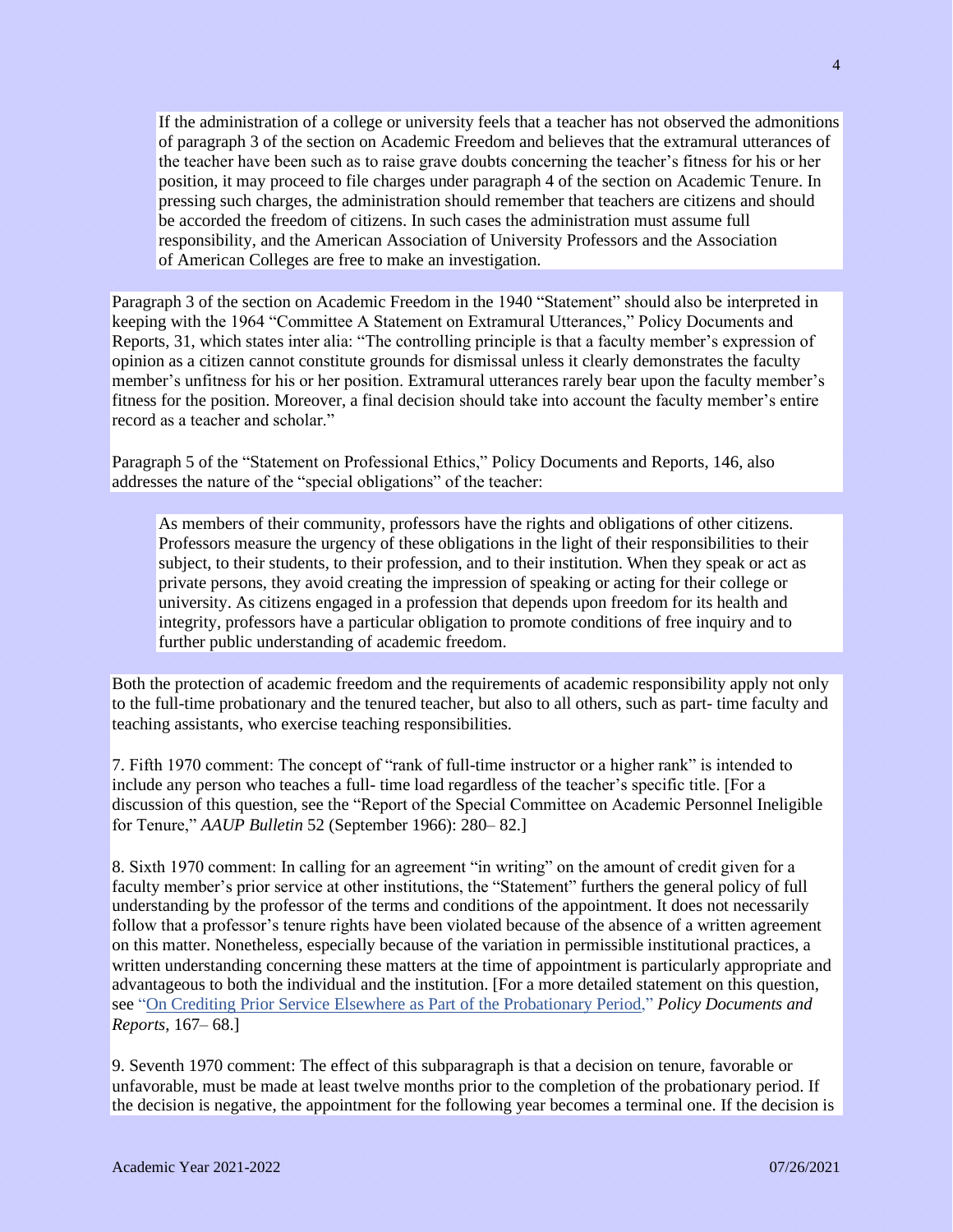> If the administration of a college or university feels that a teacher has not observed the admonitions of paragraph 3 of the section on Academic Freedom and believes that the extramural utterances of the teacher have been such as to raise grave doubts concerning the teacher's fitness for his or her position, it may proceed to file charges under paragraph 4 of the section on Academic Tenure. In pressing such charges, the administration should remember that teachers are citizens and should be accorded the freedom of citizens. In such cases the administration must assume full responsibility, and the American Association of University Professors and the Association of American Colleges are free to make an investigation.

Paragraph 3 of the section on Academic Freedom in the 1940 "Statement" should also be interpreted in keeping with the 1964 "Committee A Statement on Extramural Utterances," Policy Documents and Reports, 31, which states inter alia: "The controlling principle is that a faculty member's expression of opinion as a citizen cannot constitute grounds for dismissal unless it clearly demonstrates the faculty member's unfitness for his or her position. Extramural utterances rarely bear upon the faculty member's fitness for the position. Moreover, a final decision should take into account the faculty member's entire record as a teacher and scholar."

Paragraph 5 of the "Statement on Professional Ethics," Policy Documents and Reports, 146, also addresses the nature of the "special obligations" of the teacher:

> As members of their community, professors have the rights and obligations of other citizens. Professors measure the urgency of these obligations in the light of their responsibilities to their subject, to their students, to their profession, and to their institution. When they speak or act as private persons, they avoid creating the impression of speaking or acting for their college or university. As citizens engaged in a profession that depends upon freedom for its health and integrity, professors have a particular obligation to promote conditions of free inquiry and to further public understanding of academic freedom.

Both the protection of academic freedom and the requirements of academic responsibility apply not only to the full-time probationary and the tenured teacher, but also to all others, such as part- time faculty and teaching assistants, who exercise teaching responsibilities.

7. Fifth 1970 comment: The concept of "rank of full-time instructor or a higher rank" is intended to include any person who teaches a full- time load regardless of the teacher's specific title. [For a discussion of this question, see the "Report of the Special Committee on Academic Personnel Ineligible for Tenure," *AAUP Bulletin* 52 (September 1966): 280– 82.]

8. Sixth 1970 comment: In calling for an agreement "in writing" on the amount of credit given for a faculty member's prior service at other institutions, the "Statement" furthers the general policy of full understanding by the professor of the terms and conditions of the appointment. It does not necessarily follow that a professor's tenure rights have been violated because of the absence of a written agreement on this matter. Nonetheless, especially because of the variation in permissible institutional practices, a written understanding concerning these matters at the time of appointment is particularly appropriate and advantageous to both the individual and the institution. [For a more detailed statement on this question, see "On Crediting Prior Service Elsewhere as Part of the Probationary Period," *Policy Documents and Reports*, 167– 68.]

9. Seventh 1970 comment: The effect of this subparagraph is that a decision on tenure, favorable or unfavorable, must be made at least twelve months prior to the completion of the probationary period. If the decision is negative, the appointment for the following year becomes a terminal one. If the decision is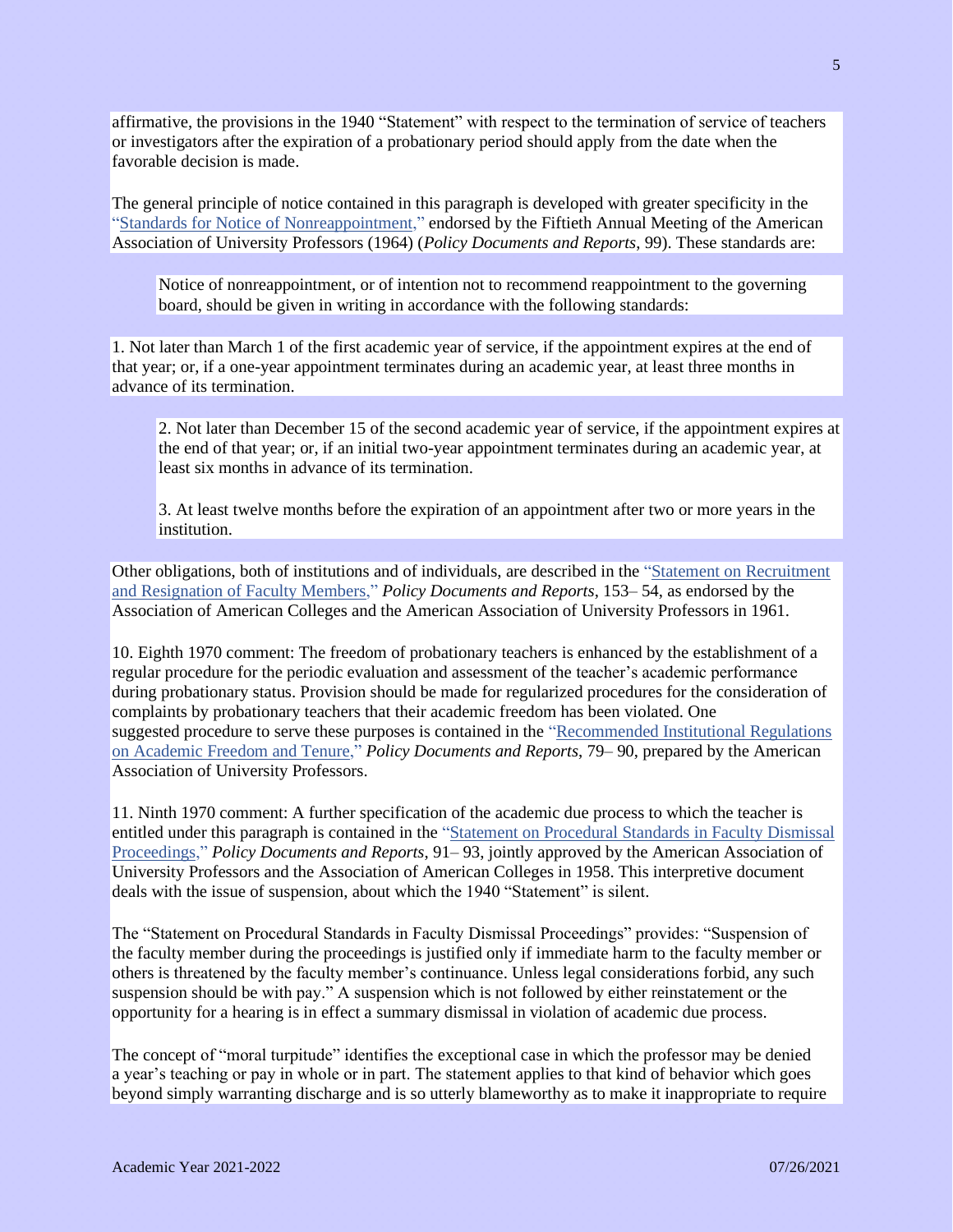affirmative, the provisions in the 1940 "Statement" with respect to the termination of service of teachers or investigators after the expiration of a probationary period should apply from the date when the favorable decision is made.

The general principle of notice contained in this paragraph is developed with greater specificity in the "Standards for Notice of Nonreappointment," endorsed by the Fiftieth Annual Meeting of the American Association of University Professors (1964) (*Policy Documents and Reports*, 99). These standards are:

> Notice of nonreappointment, or of intention not to recommend reappointment to the governing board, should be given in writing in accordance with the following standards:

1. Not later than March 1 of the first academic year of service, if the appointment expires at the end of that year; or, if a one-year appointment terminates during an academic year, at least three months in advance of its termination.

2. Not later than December 15 of the second academic year of service, if the appointment expires at the end of that year; or, if an initial two-year appointment terminates during an academic year, at least six months in advance of its termination.

3. At least twelve months before the expiration of an appointment after two or more years in the institution.

Other obligations, both of institutions and of individuals, are described in the "Statement on Recruitment and Resignation of Faculty Members," *Policy Documents and Reports*, 153– 54, as endorsed by the Association of American Colleges and the American Association of University Professors in 1961.

10. Eighth 1970 comment: The freedom of probationary teachers is enhanced by the establishment of a regular procedure for the periodic evaluation and assessment of the teacher's academic performance during probationary status. Provision should be made for regularized procedures for the consideration of complaints by probationary teachers that their academic freedom has been violated. One suggested procedure to serve these purposes is contained in the "Recommended Institutional Regulations on Academic Freedom and Tenure," *Policy Documents and Reports*, 79– 90, prepared by the American Association of University Professors.

11. Ninth 1970 comment: A further specification of the academic due process to which the teacher is entitled under this paragraph is contained in the "Statement on Procedural Standards in Faculty Dismissal Proceedings," *Policy Documents and Reports*, 91– 93, jointly approved by the American Association of University Professors and the Association of American Colleges in 1958. This interpretive document deals with the issue of suspension, about which the 1940 "Statement" is silent.

The "Statement on Procedural Standards in Faculty Dismissal Proceedings" provides: "Suspension of the faculty member during the proceedings is justified only if immediate harm to the faculty member or others is threatened by the faculty member's continuance. Unless legal considerations forbid, any such suspension should be with pay." A suspension which is not followed by either reinstatement or the opportunity for a hearing is in effect a summary dismissal in violation of academic due process.

The concept of "moral turpitude" identifies the exceptional case in which the professor may be denied a year's teaching or pay in whole or in part. The statement applies to that kind of behavior which goes beyond simply warranting discharge and is so utterly blameworthy as to make it inappropriate to require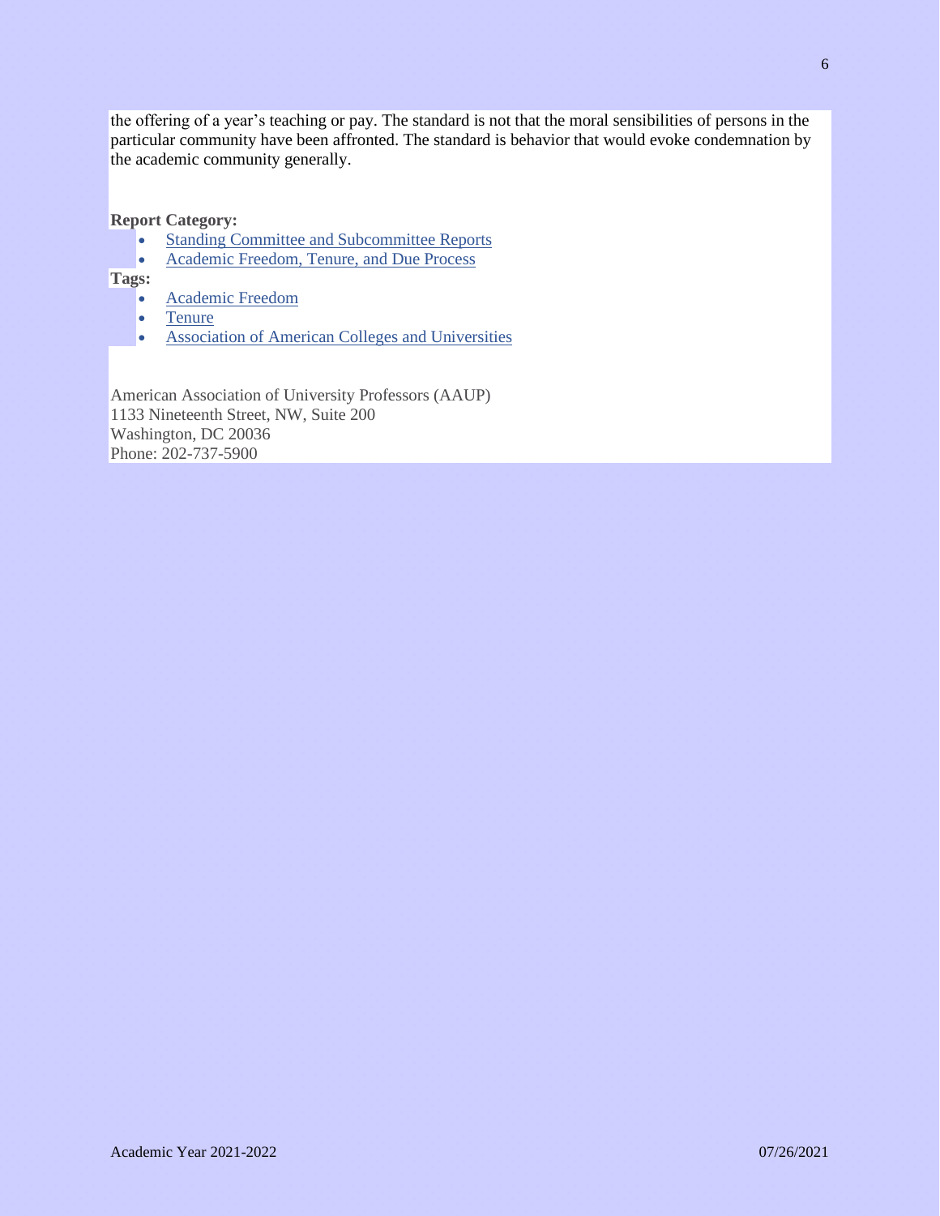the offering of a year's teaching or pay. The standard is not that the moral sensibilities of persons in the particular community have been affronted. The standard is behavior that would evoke condemnation by the academic community generally.

**Report Category:**

- Standing Committee and Subcommittee Reports
- Academic Freedom, Tenure, and Due Process

**Tags:**

- Academic Freedom
- Tenure
- Association of American Colleges and Universities

American Association of University Professors (AAUP)
1133 Nineteenth Street, NW, Suite 200
Washington, DC 20036
Phone: 202-737-5900